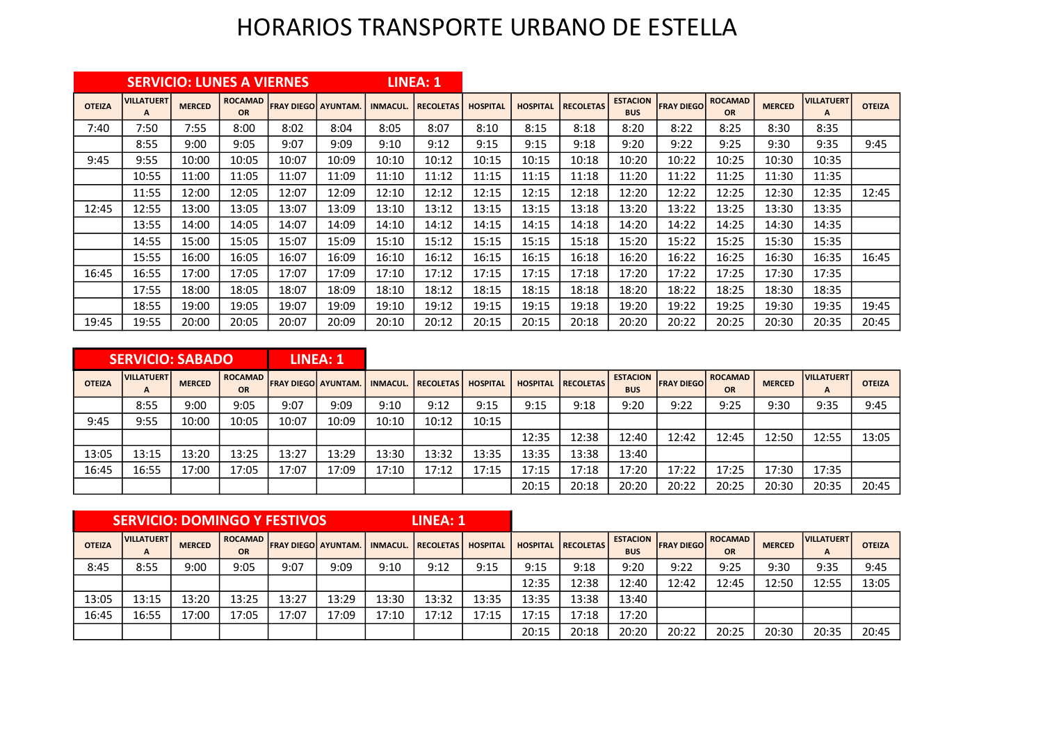# HORARIOS TRANSPORTE URBANO DE ESTELLA

## SERVICIO: LUNES A VIERNES — LINEA: 1

| OTEIZA | VILLATUERTA | MERCED | ROCAMADOR | FRAY DIEGO | AYUNTAM. | INMACUL. | RECOLETAS | HOSPITAL | HOSPITAL | RECOLETAS | ESTACION BUS | FRAY DIEGO | ROCAMADOR | MERCED | VILLATUERTA | OTEIZA |
|---|---|---|---|---|---|---|---|---|---|---|---|---|---|---|---|---|
| 7:40 | 7:50 | 7:55 | 8:00 | 8:02 | 8:04 | 8:05 | 8:07 | 8:10 | 8:15 | 8:18 | 8:20 | 8:22 | 8:25 | 8:30 | 8:35 | |
| | 8:55 | 9:00 | 9:05 | 9:07 | 9:09 | 9:10 | 9:12 | 9:15 | 9:15 | 9:18 | 9:20 | 9:22 | 9:25 | 9:30 | 9:35 | 9:45 |
| 9:45 | 9:55 | 10:00 | 10:05 | 10:07 | 10:09 | 10:10 | 10:12 | 10:15 | 10:15 | 10:18 | 10:20 | 10:22 | 10:25 | 10:30 | 10:35 | |
| | 10:55 | 11:00 | 11:05 | 11:07 | 11:09 | 11:10 | 11:12 | 11:15 | 11:15 | 11:18 | 11:20 | 11:22 | 11:25 | 11:30 | 11:35 | |
| | 11:55 | 12:00 | 12:05 | 12:07 | 12:09 | 12:10 | 12:12 | 12:15 | 12:15 | 12:18 | 12:20 | 12:22 | 12:25 | 12:30 | 12:35 | 12:45 |
| 12:45 | 12:55 | 13:00 | 13:05 | 13:07 | 13:09 | 13:10 | 13:12 | 13:15 | 13:15 | 13:18 | 13:20 | 13:22 | 13:25 | 13:30 | 13:35 | |
| | 13:55 | 14:00 | 14:05 | 14:07 | 14:09 | 14:10 | 14:12 | 14:15 | 14:15 | 14:18 | 14:20 | 14:22 | 14:25 | 14:30 | 14:35 | |
| | 14:55 | 15:00 | 15:05 | 15:07 | 15:09 | 15:10 | 15:12 | 15:15 | 15:15 | 15:18 | 15:20 | 15:22 | 15:25 | 15:30 | 15:35 | |
| | 15:55 | 16:00 | 16:05 | 16:07 | 16:09 | 16:10 | 16:12 | 16:15 | 16:15 | 16:18 | 16:20 | 16:22 | 16:25 | 16:30 | 16:35 | 16:45 |
| 16:45 | 16:55 | 17:00 | 17:05 | 17:07 | 17:09 | 17:10 | 17:12 | 17:15 | 17:15 | 17:18 | 17:20 | 17:22 | 17:25 | 17:30 | 17:35 | |
| | 17:55 | 18:00 | 18:05 | 18:07 | 18:09 | 18:10 | 18:12 | 18:15 | 18:15 | 18:18 | 18:20 | 18:22 | 18:25 | 18:30 | 18:35 | |
| | 18:55 | 19:00 | 19:05 | 19:07 | 19:09 | 19:10 | 19:12 | 19:15 | 19:15 | 19:18 | 19:20 | 19:22 | 19:25 | 19:30 | 19:35 | 19:45 |
| 19:45 | 19:55 | 20:00 | 20:05 | 20:07 | 20:09 | 20:10 | 20:12 | 20:15 | 20:15 | 20:18 | 20:20 | 20:22 | 20:25 | 20:30 | 20:35 | 20:45 |

## SERVICIO: SABADO — LINEA: 1

| OTEIZA | VILLATUERTA | MERCED | ROCAMADOR | FRAY DIEGO | AYUNTAM. | INMACUL. | RECOLETAS | HOSPITAL | HOSPITAL | RECOLETAS | ESTACION BUS | FRAY DIEGO | ROCAMADOR | MERCED | VILLATUERTA | OTEIZA |
|---|---|---|---|---|---|---|---|---|---|---|---|---|---|---|---|---|
| | 8:55 | 9:00 | 9:05 | 9:07 | 9:09 | 9:10 | 9:12 | 9:15 | 9:15 | 9:18 | 9:20 | 9:22 | 9:25 | 9:30 | 9:35 | 9:45 |
| 9:45 | 9:55 | 10:00 | 10:05 | 10:07 | 10:09 | 10:10 | 10:12 | 10:15 | | | | | | | | |
| | | | | | | | | | 12:35 | 12:38 | 12:40 | 12:42 | 12:45 | 12:50 | 12:55 | 13:05 |
| 13:05 | 13:15 | 13:20 | 13:25 | 13:27 | 13:29 | 13:30 | 13:32 | 13:35 | 13:35 | 13:38 | 13:40 | | | | | |
| 16:45 | 16:55 | 17:00 | 17:05 | 17:07 | 17:09 | 17:10 | 17:12 | 17:15 | 17:15 | 17:18 | 17:20 | 17:22 | 17:25 | 17:30 | 17:35 | |
| | | | | | | | | | 20:15 | 20:18 | 20:20 | 20:22 | 20:25 | 20:30 | 20:35 | 20:45 |

## SERVICIO: DOMINGO Y FESTIVOS — LINEA: 1

| OTEIZA | VILLATUERTA | MERCED | ROCAMADOR | FRAY DIEGO | AYUNTAM. | INMACUL. | RECOLETAS | HOSPITAL | HOSPITAL | RECOLETAS | ESTACION BUS | FRAY DIEGO | ROCAMADOR | MERCED | VILLATUERTA | OTEIZA |
|---|---|---|---|---|---|---|---|---|---|---|---|---|---|---|---|---|
| 8:45 | 8:55 | 9:00 | 9:05 | 9:07 | 9:09 | 9:10 | 9:12 | 9:15 | 9:15 | 9:18 | 9:20 | 9:22 | 9:25 | 9:30 | 9:35 | 9:45 |
| | | | | | | | | | 12:35 | 12:38 | 12:40 | 12:42 | 12:45 | 12:50 | 12:55 | 13:05 |
| 13:05 | 13:15 | 13:20 | 13:25 | 13:27 | 13:29 | 13:30 | 13:32 | 13:35 | 13:35 | 13:38 | 13:40 | | | | | |
| 16:45 | 16:55 | 17:00 | 17:05 | 17:07 | 17:09 | 17:10 | 17:12 | 17:15 | 17:15 | 17:18 | 17:20 | | | | | |
| | | | | | | | | | 20:15 | 20:18 | 20:20 | 20:22 | 20:25 | 20:30 | 20:35 | 20:45 |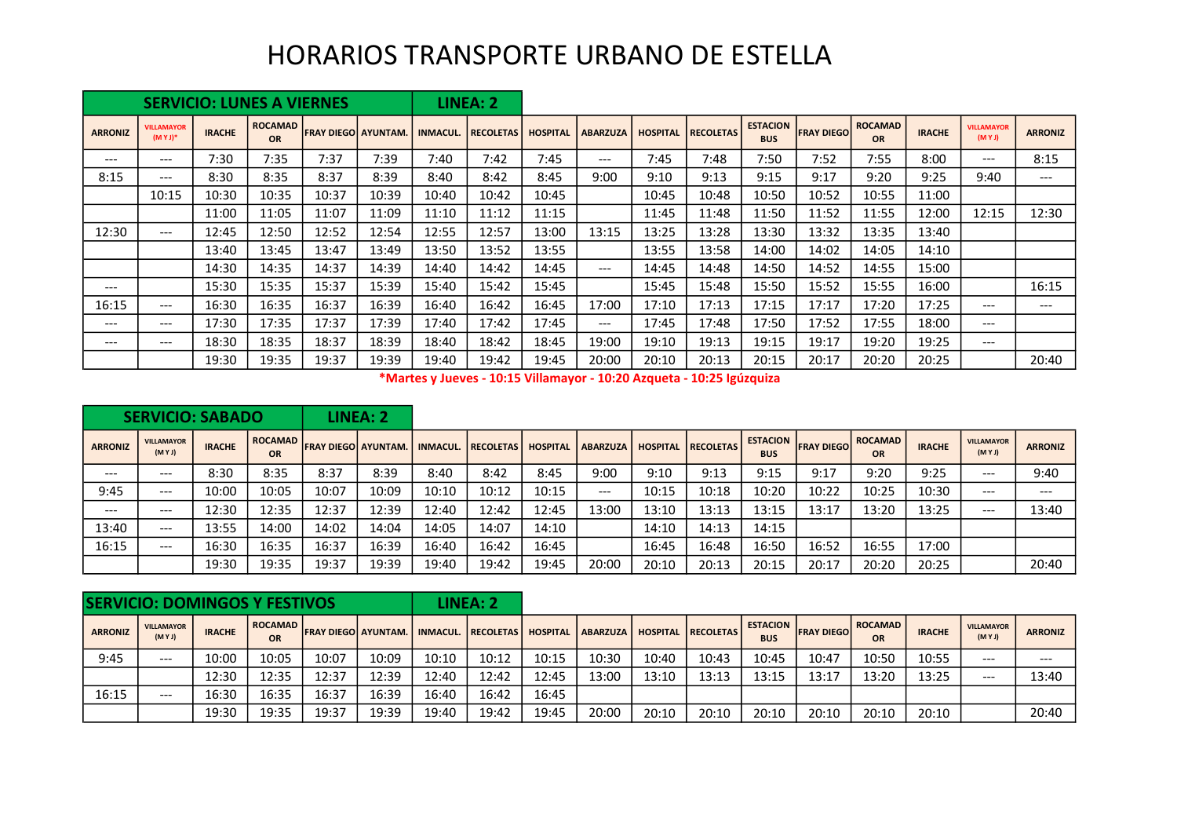# HORARIOS TRANSPORTE URBANO DE ESTELLA

| SERVICIO: LUNES A VIERNES | | | | | | LINEA: 2 | | | | | | | | | | | |
|---|---|---|---|---|---|---|---|---|---|---|---|---|---|---|---|---|---|
| ARRONIZ | VILLAMAYOR (M Y J)* | IRACHE | ROCAMADOR | FRAY DIEGO | AYUNTAM. | INMACUL. | RECOLETAS | HOSPITAL | ABARZUZA | HOSPITAL | RECOLETAS | ESTACION BUS | FRAY DIEGO | ROCAMADOR | IRACHE | VILLAMAYOR (M Y J) | ARRONIZ |
| --- | --- | 7:30 | 7:35 | 7:37 | 7:39 | 7:40 | 7:42 | 7:45 | --- | 7:45 | 7:48 | 7:50 | 7:52 | 7:55 | 8:00 | --- | 8:15 |
| 8:15 | --- | 8:30 | 8:35 | 8:37 | 8:39 | 8:40 | 8:42 | 8:45 | 9:00 | 9:10 | 9:13 | 9:15 | 9:17 | 9:20 | 9:25 | 9:40 | --- |
| | 10:15 | 10:30 | 10:35 | 10:37 | 10:39 | 10:40 | 10:42 | 10:45 | | 10:45 | 10:48 | 10:50 | 10:52 | 10:55 | 11:00 | | |
| | | 11:00 | 11:05 | 11:07 | 11:09 | 11:10 | 11:12 | 11:15 | | 11:45 | 11:48 | 11:50 | 11:52 | 11:55 | 12:00 | 12:15 | 12:30 |
| 12:30 | --- | 12:45 | 12:50 | 12:52 | 12:54 | 12:55 | 12:57 | 13:00 | 13:15 | 13:25 | 13:28 | 13:30 | 13:32 | 13:35 | 13:40 | | |
| | | 13:40 | 13:45 | 13:47 | 13:49 | 13:50 | 13:52 | 13:55 | | 13:55 | 13:58 | 14:00 | 14:02 | 14:05 | 14:10 | | |
| | | 14:30 | 14:35 | 14:37 | 14:39 | 14:40 | 14:42 | 14:45 | --- | 14:45 | 14:48 | 14:50 | 14:52 | 14:55 | 15:00 | | |
| --- | | 15:30 | 15:35 | 15:37 | 15:39 | 15:40 | 15:42 | 15:45 | | 15:45 | 15:48 | 15:50 | 15:52 | 15:55 | 16:00 | | 16:15 |
| 16:15 | --- | 16:30 | 16:35 | 16:37 | 16:39 | 16:40 | 16:42 | 16:45 | 17:00 | 17:10 | 17:13 | 17:15 | 17:17 | 17:20 | 17:25 | --- | --- |
| --- | --- | 17:30 | 17:35 | 17:37 | 17:39 | 17:40 | 17:42 | 17:45 | --- | 17:45 | 17:48 | 17:50 | 17:52 | 17:55 | 18:00 | --- | |
| --- | --- | 18:30 | 18:35 | 18:37 | 18:39 | 18:40 | 18:42 | 18:45 | 19:00 | 19:10 | 19:13 | 19:15 | 19:17 | 19:20 | 19:25 | --- | |
| | | 19:30 | 19:35 | 19:37 | 19:39 | 19:40 | 19:42 | 19:45 | 20:00 | 20:10 | 20:13 | 20:15 | 20:17 | 20:20 | 20:25 | | 20:40 |

**\*Martes y Jueves - 10:15 Villamayor - 10:20 Azqueta - 10:25 Igúzquiza**

| SERVICIO: SABADO | | | | LINEA: 2 | | | | | | | | | | | | | |
|---|---|---|---|---|---|---|---|---|---|---|---|---|---|---|---|---|---|
| ARRONIZ | VILLAMAYOR (M Y J) | IRACHE | ROCAMADOR | FRAY DIEGO | AYUNTAM. | INMACUL. | RECOLETAS | HOSPITAL | ABARZUZA | HOSPITAL | RECOLETAS | ESTACION BUS | FRAY DIEGO | ROCAMADOR | IRACHE | VILLAMAYOR (M Y J) | ARRONIZ |
| --- | --- | 8:30 | 8:35 | 8:37 | 8:39 | 8:40 | 8:42 | 8:45 | 9:00 | 9:10 | 9:13 | 9:15 | 9:17 | 9:20 | 9:25 | --- | 9:40 |
| 9:45 | --- | 10:00 | 10:05 | 10:07 | 10:09 | 10:10 | 10:12 | 10:15 | --- | 10:15 | 10:18 | 10:20 | 10:22 | 10:25 | 10:30 | --- | --- |
| --- | --- | 12:30 | 12:35 | 12:37 | 12:39 | 12:40 | 12:42 | 12:45 | 13:00 | 13:10 | 13:13 | 13:15 | 13:17 | 13:20 | 13:25 | --- | 13:40 |
| 13:40 | --- | 13:55 | 14:00 | 14:02 | 14:04 | 14:05 | 14:07 | 14:10 | | 14:10 | 14:13 | 14:15 | | | | | |
| 16:15 | --- | 16:30 | 16:35 | 16:37 | 16:39 | 16:40 | 16:42 | 16:45 | | 16:45 | 16:48 | 16:50 | 16:52 | 16:55 | 17:00 | | |
| | | 19:30 | 19:35 | 19:37 | 19:39 | 19:40 | 19:42 | 19:45 | 20:00 | 20:10 | 20:13 | 20:15 | 20:17 | 20:20 | 20:25 | | 20:40 |

| SERVICIO: DOMINGOS Y FESTIVOS | | | | | | LINEA: 2 | | | | | | | | | | | |
|---|---|---|---|---|---|---|---|---|---|---|---|---|---|---|---|---|---|
| ARRONIZ | VILLAMAYOR (M Y J) | IRACHE | ROCAMADOR | FRAY DIEGO | AYUNTAM. | INMACUL. | RECOLETAS | HOSPITAL | ABARZUZA | HOSPITAL | RECOLETAS | ESTACION BUS | FRAY DIEGO | ROCAMADOR | IRACHE | VILLAMAYOR (M Y J) | ARRONIZ |
| 9:45 | --- | 10:00 | 10:05 | 10:07 | 10:09 | 10:10 | 10:12 | 10:15 | 10:30 | 10:40 | 10:43 | 10:45 | 10:47 | 10:50 | 10:55 | --- | --- |
| | | 12:30 | 12:35 | 12:37 | 12:39 | 12:40 | 12:42 | 12:45 | 13:00 | 13:10 | 13:13 | 13:15 | 13:17 | 13:20 | 13:25 | --- | 13:40 |
| 16:15 | --- | 16:30 | 16:35 | 16:37 | 16:39 | 16:40 | 16:42 | 16:45 | | | | | | | | | |
| | | 19:30 | 19:35 | 19:37 | 19:39 | 19:40 | 19:42 | 19:45 | 20:00 | 20:10 | 20:10 | 20:10 | 20:10 | 20:10 | 20:10 | | 20:40 |